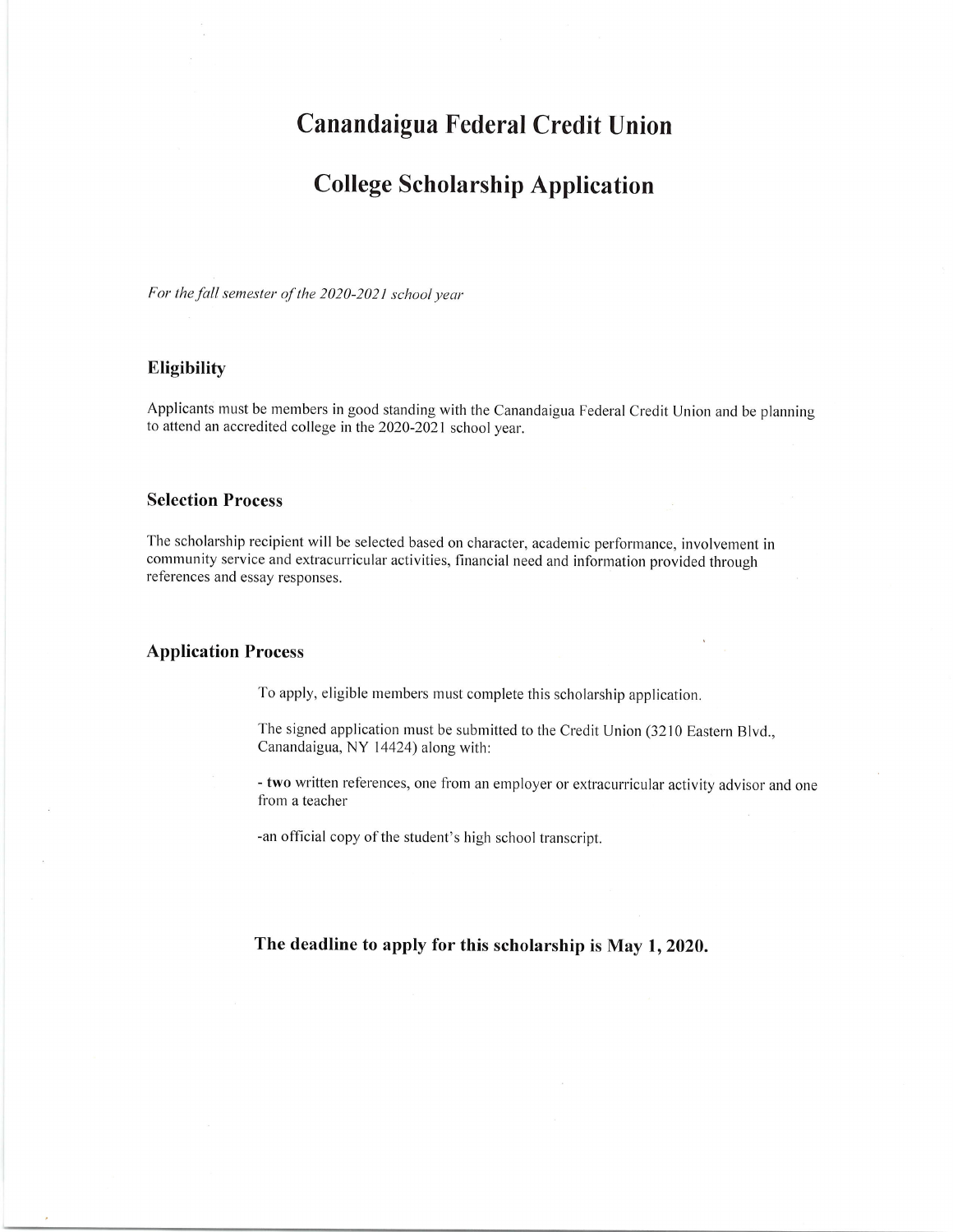# Canandaigua Federal Credit Union

# College Scholarship Application

*For the fall semester of the 2020-2021 school year*

### Eligibility

Applicants must be members in good standing with the Canandaigua Federal Credit Union and be planning to attend an accredited college in the 2020-2021 school year.

### Selection Process

The scholarship recipient will be selected based on character, academic performance, involvement in community service and extracurricular activities, financial need and information provided through references and essay responses.

### Application Process

To apply, eligible members must complete this scholarship application.

The signed application must be submitted to the Credit Union (3210 Eastern Blvd., Canandaigua, NY 14424) along with:

- **two** written references, one from an employer or extracurricular activity advisor and one from a teacher

-an official copy of the student's high school transcript.

**The deadline to apply for this scholarship is May 1, 2020.**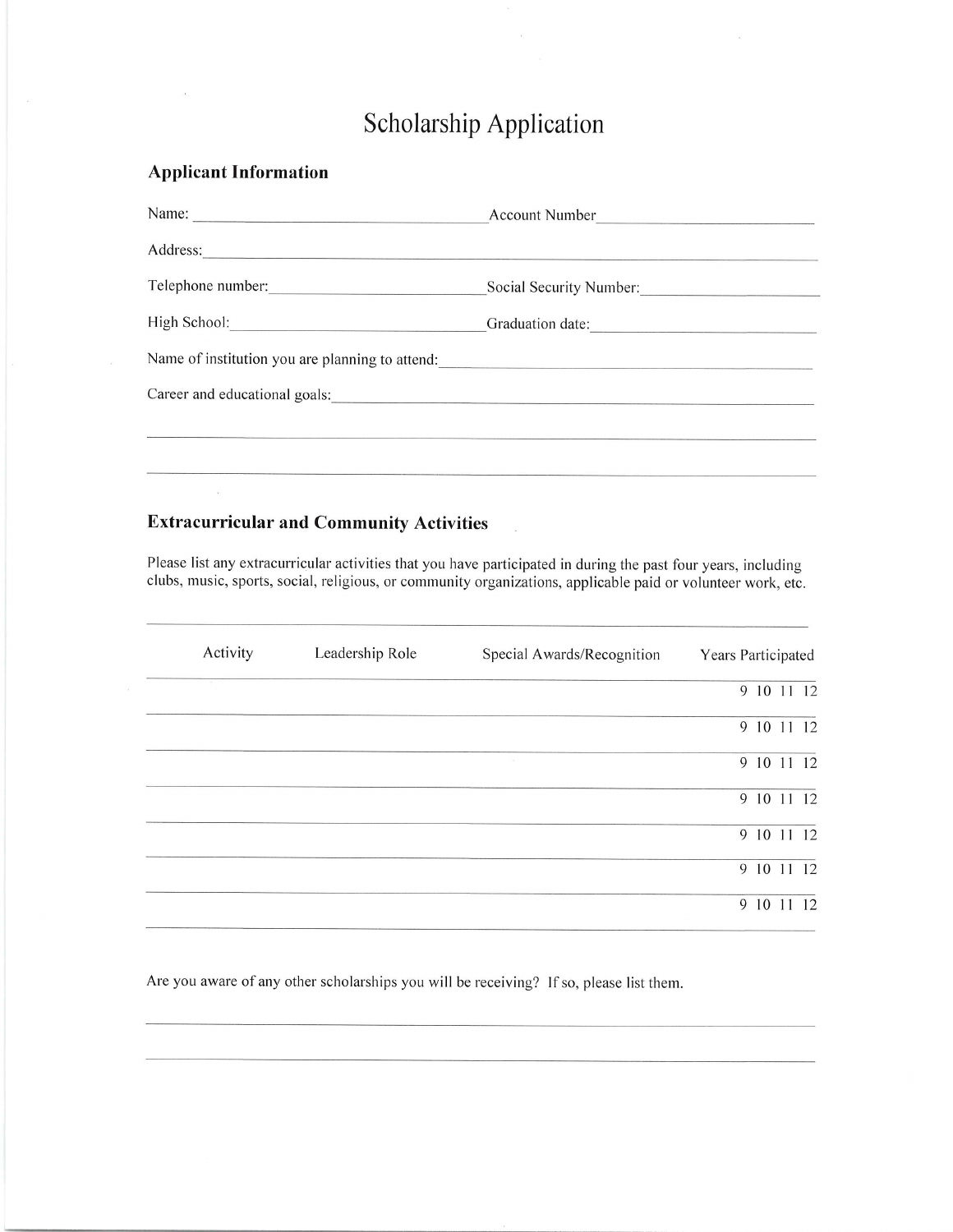# Scholarship Application

## Applicant Information

Name: ______________________ Account Number ______________________

Address: ______________________________________________

Telephone number: ______________________ Social Security Number: ______________________

High School: ______________________ Graduation date: ______________________

Name of institution you are planning to attend: ______________________

Career and educational goals: ______________________________________________

______________________________________________

______________________________________________

## Extracurricular and Community Activities

Please list any extracurricular activities that you have participated in during the past four years, including clubs, music, sports, social, religious, or community organizations, applicable paid or volunteer work, etc.

| Activity | Leadership Role | Special Awards/Recognition | Years Participated |
|---|---|---|---|
| | | | 9 10 11 12 |
| | | | 9 10 11 12 |
| | | | 9 10 11 12 |
| | | | 9 10 11 12 |
| | | | 9 10 11 12 |
| | | | 9 10 11 12 |
| | | | 9 10 11 12 |

Are you aware of any other scholarships you will be receiving? If so, please list them.

______________________________________________

______________________________________________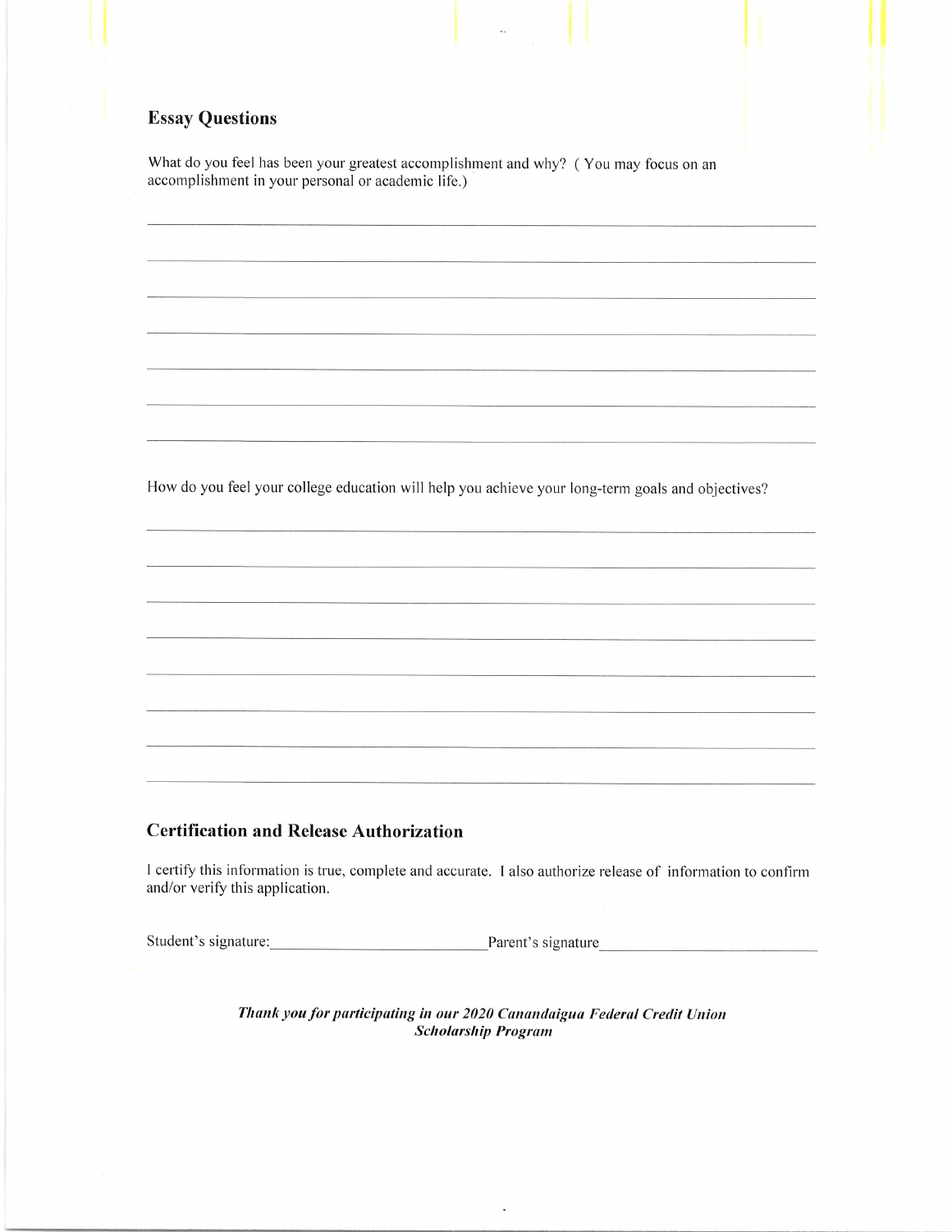## Essay Questions

What do you feel has been your greatest accomplishment and why? ( You may focus on an accomplishment in your personal or academic life.)

______________________________________________________________________________

______________________________________________________________________________

______________________________________________________________________________

______________________________________________________________________________

______________________________________________________________________________

______________________________________________________________________________

______________________________________________________________________________

How do you feel your college education will help you achieve your long-term goals and objectives?

______________________________________________________________________________

______________________________________________________________________________

______________________________________________________________________________

______________________________________________________________________________

______________________________________________________________________________

______________________________________________________________________________

______________________________________________________________________________

______________________________________________________________________________

## Certification and Release Authorization

I certify this information is true, complete and accurate. I also authorize release of information to confirm and/or verify this application.

Student's signature:___________________________ Parent's signature___________________________

***Thank you for participating in our 2020 Canandaigua Federal Credit Union Scholarship Program***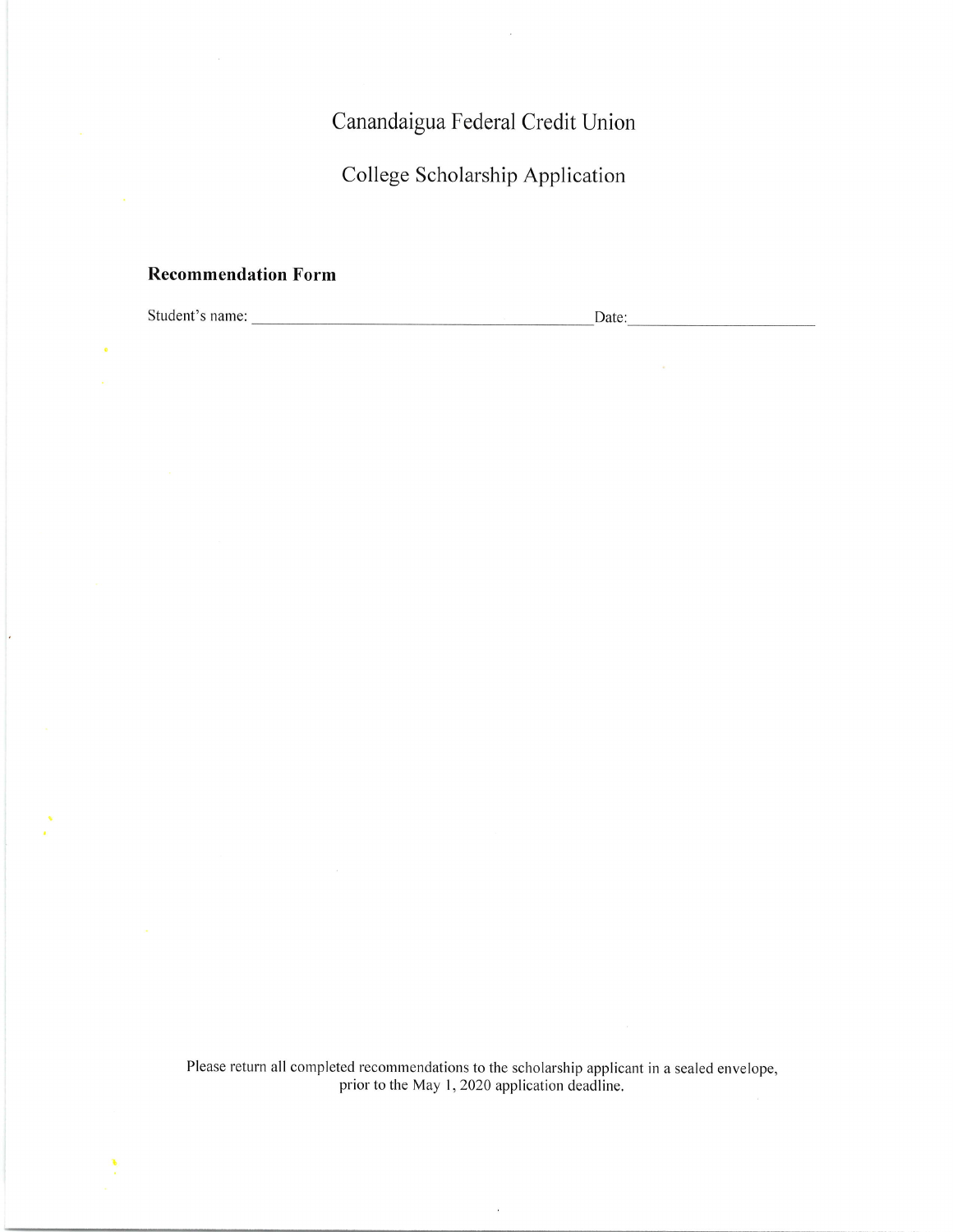# Canandaigua Federal Credit Union

## College Scholarship Application

**Recommendation Form**

Student's name: ______________________________ Date: ____________________

Please return all completed recommendations to the scholarship applicant in a sealed envelope, prior to the May 1, 2020 application deadline.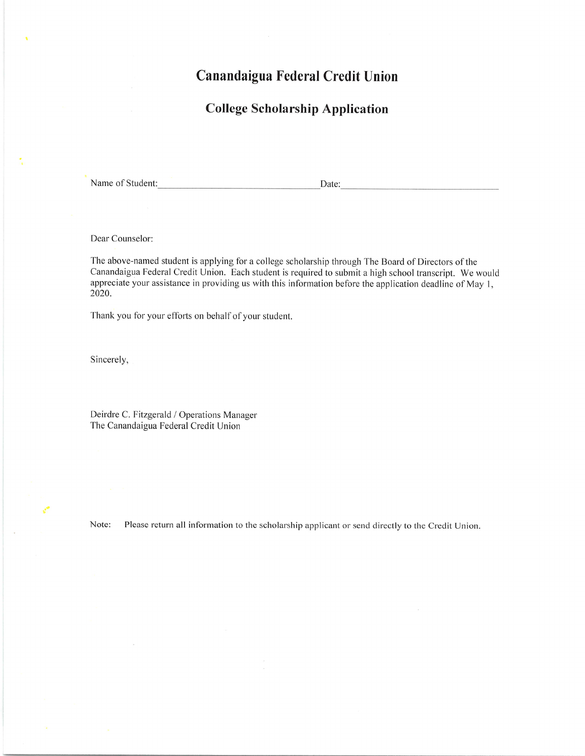# Canandaigua Federal Credit Union

## College Scholarship Application

Name of Student: ______________________________ Date: ______________________________

Dear Counselor:

The above-named student is applying for a college scholarship through The Board of Directors of the Canandaigua Federal Credit Union. Each student is required to submit a high school transcript. We would appreciate your assistance in providing us with this information before the application deadline of May 1, 2020.

Thank you for your efforts on behalf of your student.

Sincerely,

Deirdre C. Fitzgerald / Operations Manager
The Canandaigua Federal Credit Union

Note: Please return all information to the scholarship applicant or send directly to the Credit Union.